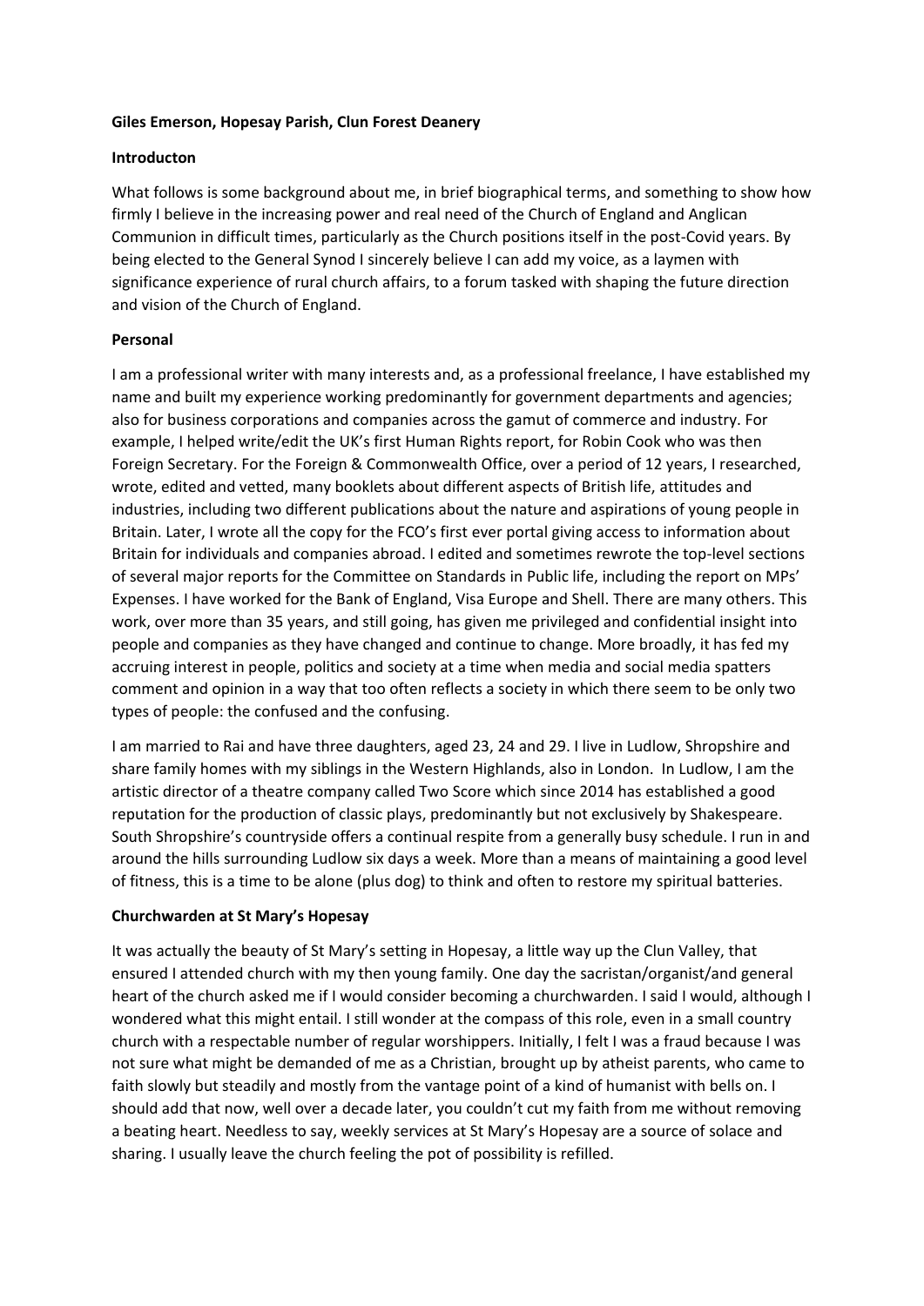**Giles Emerson, Hopesay Parish, Clun Forest Deanery**

**Introducton**

What follows is some background about me, in brief biographical terms, and something to show how firmly I believe in the increasing power and real need of the Church of England and Anglican Communion in difficult times, particularly as the Church positions itself in the post-Covid years. By being elected to the General Synod I sincerely believe I can add my voice, as a laymen with significance experience of rural church affairs, to a forum tasked with shaping the future direction and vision of the Church of England.

**Personal**

I am a professional writer with many interests and, as a professional freelance, I have established my name and built my experience working predominantly for government departments and agencies; also for business corporations and companies across the gamut of commerce and industry. For example, I helped write/edit the UK's first Human Rights report, for Robin Cook who was then Foreign Secretary. For the Foreign & Commonwealth Office, over a period of 12 years, I researched, wrote, edited and vetted, many booklets about different aspects of British life, attitudes and industries, including two different publications about the nature and aspirations of young people in Britain. Later, I wrote all the copy for the FCO's first ever portal giving access to information about Britain for individuals and companies abroad. I edited and sometimes rewrote the top-level sections of several major reports for the Committee on Standards in Public life, including the report on MPs' Expenses. I have worked for the Bank of England, Visa Europe and Shell. There are many others. This work, over more than 35 years, and still going, has given me privileged and confidential insight into people and companies as they have changed and continue to change. More broadly, it has fed my accruing interest in people, politics and society at a time when media and social media spatters comment and opinion in a way that too often reflects a society in which there seem to be only two types of people: the confused and the confusing.

I am married to Rai and have three daughters, aged 23, 24 and 29. I live in Ludlow, Shropshire and share family homes with my siblings in the Western Highlands, also in London. In Ludlow, I am the artistic director of a theatre company called Two Score which since 2014 has established a good reputation for the production of classic plays, predominantly but not exclusively by Shakespeare. South Shropshire's countryside offers a continual respite from a generally busy schedule. I run in and around the hills surrounding Ludlow six days a week. More than a means of maintaining a good level of fitness, this is a time to be alone (plus dog) to think and often to restore my spiritual batteries.

**Churchwarden at St Mary's Hopesay**

It was actually the beauty of St Mary's setting in Hopesay, a little way up the Clun Valley, that ensured I attended church with my then young family. One day the sacristan/organist/and general heart of the church asked me if I would consider becoming a churchwarden. I said I would, although I wondered what this might entail. I still wonder at the compass of this role, even in a small country church with a respectable number of regular worshippers. Initially, I felt I was a fraud because I was not sure what might be demanded of me as a Christian, brought up by atheist parents, who came to faith slowly but steadily and mostly from the vantage point of a kind of humanist with bells on. I should add that now, well over a decade later, you couldn't cut my faith from me without removing a beating heart. Needless to say, weekly services at St Mary's Hopesay are a source of solace and sharing. I usually leave the church feeling the pot of possibility is refilled.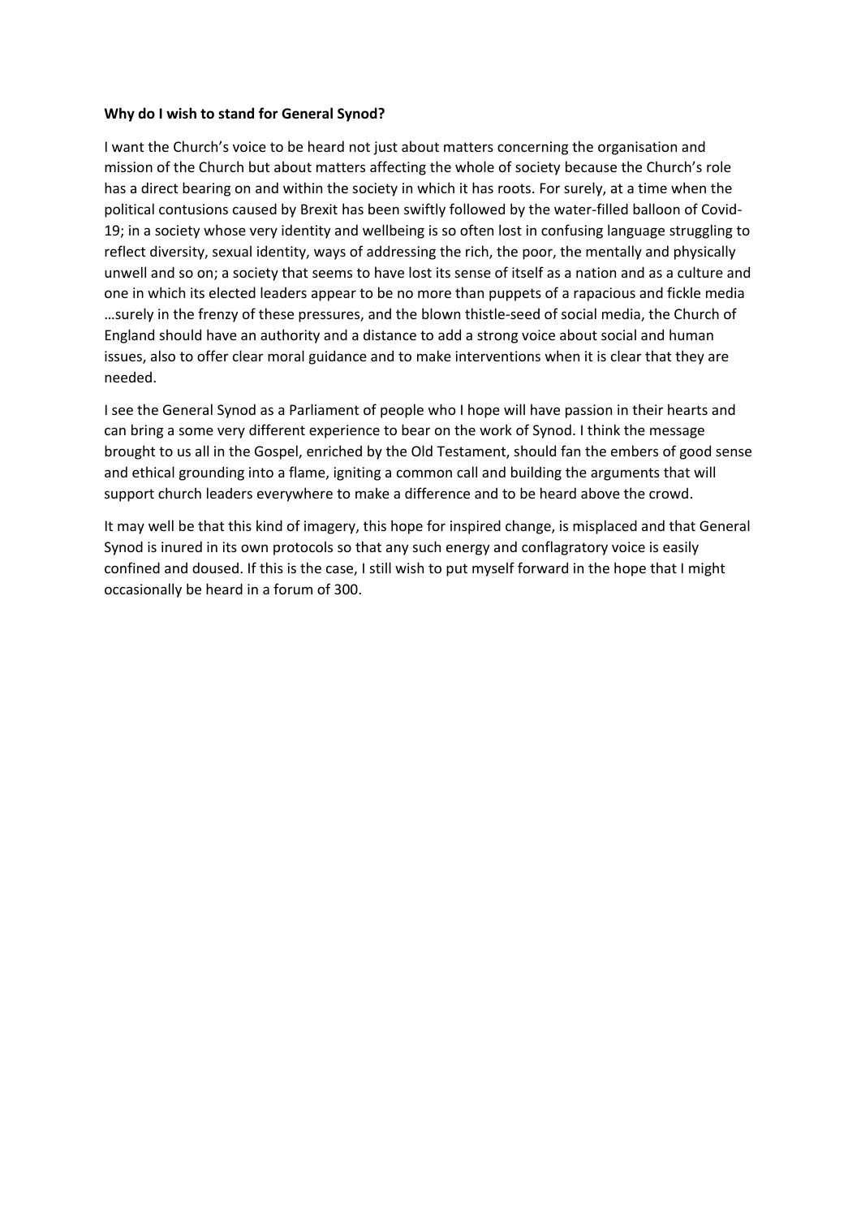**Why do I wish to stand for General Synod?**

I want the Church's voice to be heard not just about matters concerning the organisation and mission of the Church but about matters affecting the whole of society because the Church's role has a direct bearing on and within the society in which it has roots. For surely, at a time when the political contusions caused by Brexit has been swiftly followed by the water-filled balloon of Covid-19; in a society whose very identity and wellbeing is so often lost in confusing language struggling to reflect diversity, sexual identity, ways of addressing the rich, the poor, the mentally and physically unwell and so on; a society that seems to have lost its sense of itself as a nation and as a culture and one in which its elected leaders appear to be no more than puppets of a rapacious and fickle media …surely in the frenzy of these pressures, and the blown thistle-seed of social media, the Church of England should have an authority and a distance to add a strong voice about social and human issues, also to offer clear moral guidance and to make interventions when it is clear that they are needed.

I see the General Synod as a Parliament of people who I hope will have passion in their hearts and can bring a some very different experience to bear on the work of Synod. I think the message brought to us all in the Gospel, enriched by the Old Testament, should fan the embers of good sense and ethical grounding into a flame, igniting a common call and building the arguments that will support church leaders everywhere to make a difference and to be heard above the crowd.

It may well be that this kind of imagery, this hope for inspired change, is misplaced and that General Synod is inured in its own protocols so that any such energy and conflagratory voice is easily confined and doused. If this is the case, I still wish to put myself forward in the hope that I might occasionally be heard in a forum of 300.